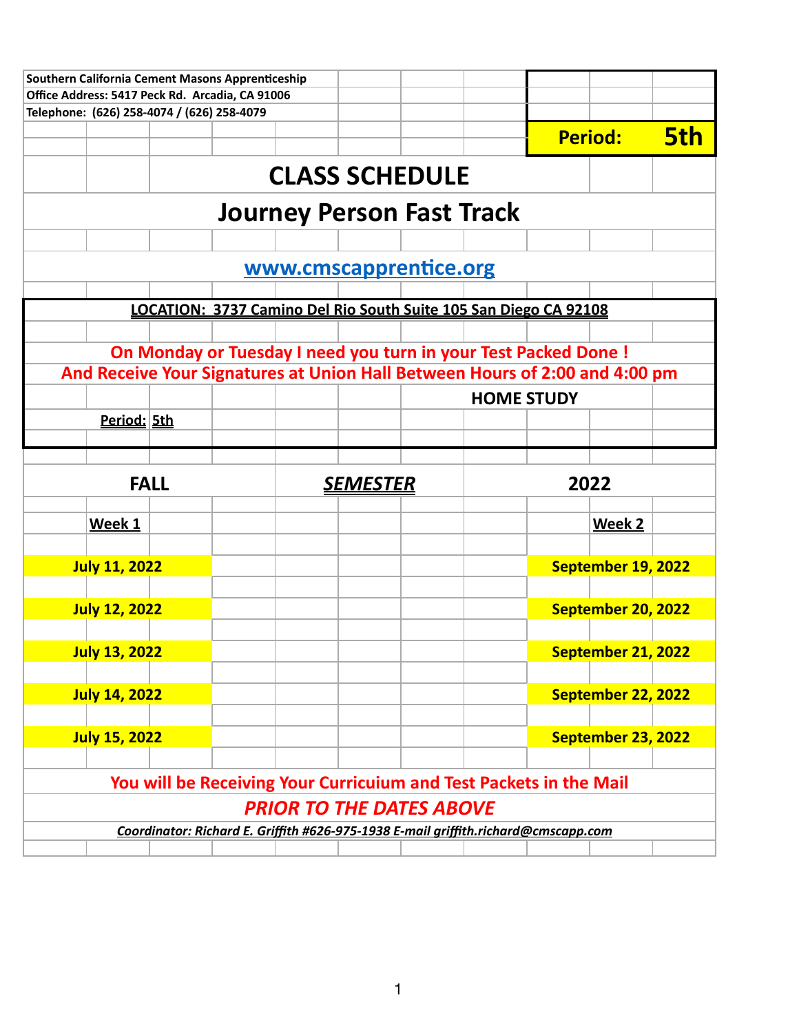Southern California Cement Masons Apprenticeship
Office Address: 5417 Peck Rd. Arcadia, CA 91006
Telephone: (626) 258-4074 / (626) 258-4079

**Period: 5th**

# CLASS SCHEDULE

## Journey Person Fast Track

**www.cmscapprentice.org**

**LOCATION: 3737 Camino Del Rio South Suite 105 San Diego CA 92108**

**On Monday or Tuesday I need you turn in your Test Packed Done !**
**And Receive Your Signatures at Union Hall Between Hours of 2:00 and 4:00 pm**

**HOME STUDY**

**Period: 5th**

| FALL | *SEMESTER* | 2022 |
|---|---|---|
| **Week 1** | | **Week 2** |
| **July 11, 2022** | | **September 19, 2022** |
| **July 12, 2022** | | **September 20, 2022** |
| **July 13, 2022** | | **September 21, 2022** |
| **July 14, 2022** | | **September 22, 2022** |
| **July 15, 2022** | | **September 23, 2022** |

**You will be Receiving Your Curricuium and Test Packets in the Mail**

***PRIOR TO THE DATES ABOVE***

***Coordinator: Richard E. Griffith #626-975-1938 E-mail griffith.richard@cmscapp.com***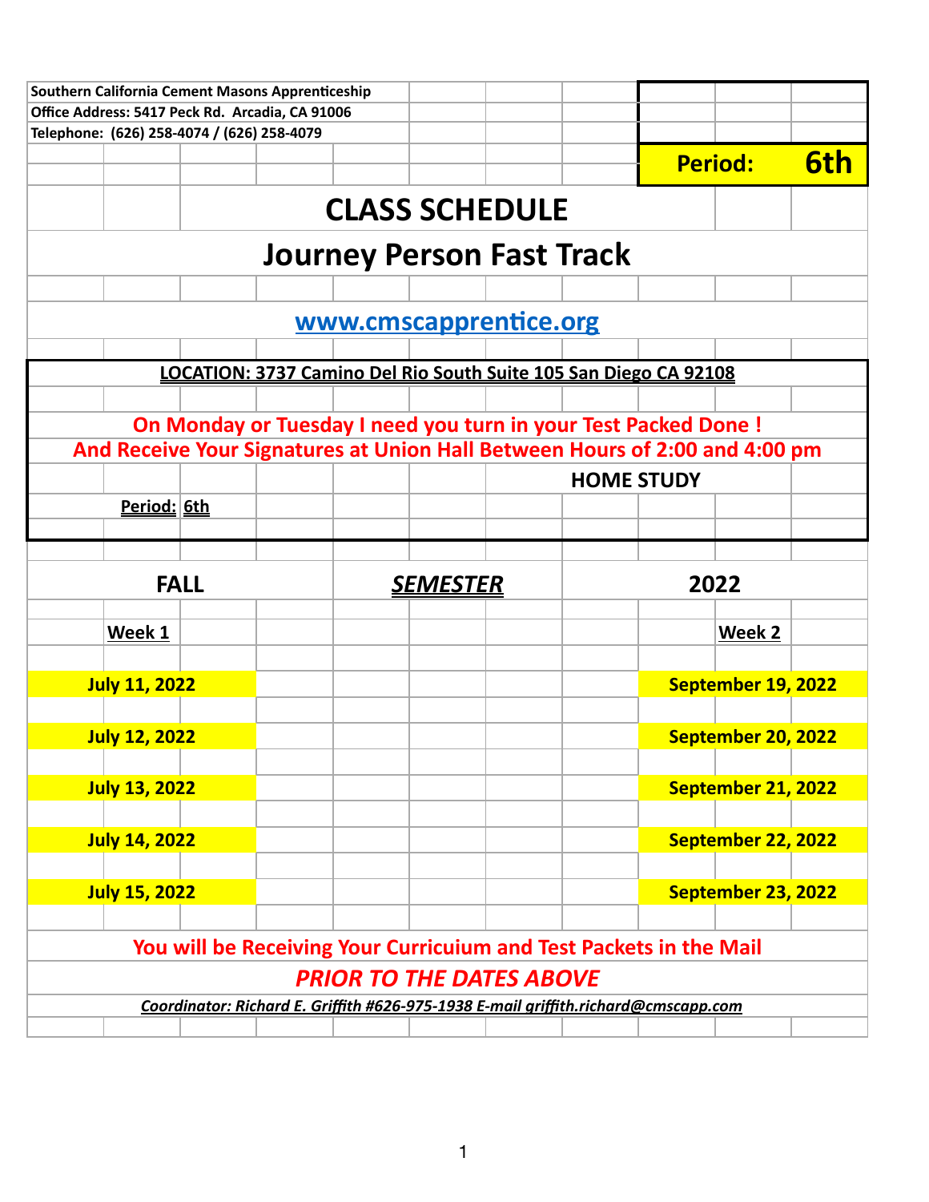**Southern California Cement Masons Apprenticeship**
**Office Address: 5417 Peck Rd. Arcadia, CA 91006**
**Telephone: (626) 258-4074 / (626) 258-4079**

**Period: 6th**

# CLASS SCHEDULE

## Journey Person Fast Track

[www.cmscapprentice.org](http://www.cmscapprentice.org)

**LOCATION: 3737 Camino Del Rio South Suite 105 San Diego CA 92108**

**On Monday or Tuesday I need you turn in your Test Packed Done !**
**And Receive Your Signatures at Union Hall Between Hours of 2:00 and 4:00 pm**

**HOME STUDY**

**Period: 6th**

| FALL | *SEMESTER* | 2022 |
|---|---|---|
| **Week 1** | | **Week 2** |
| **July 11, 2022** | | **September 19, 2022** |
| **July 12, 2022** | | **September 20, 2022** |
| **July 13, 2022** | | **September 21, 2022** |
| **July 14, 2022** | | **September 22, 2022** |
| **July 15, 2022** | | **September 23, 2022** |

**You will be Receiving Your Curriciuum and Test Packets in the Mail**
***PRIOR TO THE DATES ABOVE***

***Coordinator: Richard E. Griffith #626-975-1938 E-mail griffith.richard@cmscapp.com***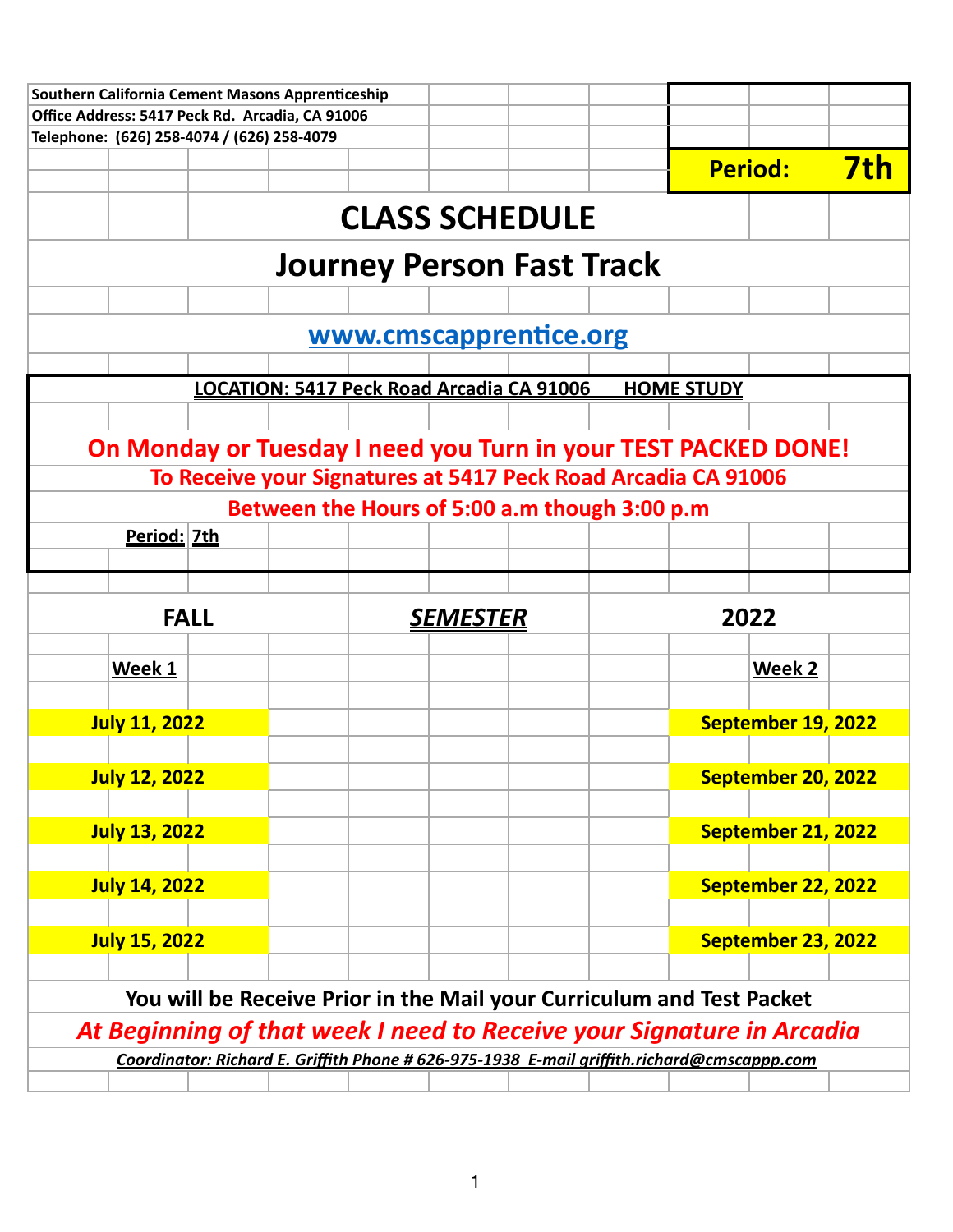**Southern California Cement Masons Apprenticeship**
**Office Address: 5417 Peck Rd. Arcadia, CA 91006**
**Telephone: (626) 258-4074 / (626) 258-4079**

**Period: 7th**

# CLASS SCHEDULE

## Journey Person Fast Track

**www.cmscapprentice.org**

**LOCATION: 5417 Peck Road Arcadia CA 91006 HOME STUDY**

**On Monday or Tuesday I need you Turn in your TEST PACKED DONE!**
**To Receive your Signatures at 5417 Peck Road Arcadia CA 91006**
**Between the Hours of 5:00 a.m though 3:00 p.m**

**Period: 7th**

| FALL | *SEMESTER* | 2022 |
|---|---|---|
| **Week 1** | | **Week 2** |
| **July 11, 2022** | | **September 19, 2022** |
| **July 12, 2022** | | **September 20, 2022** |
| **July 13, 2022** | | **September 21, 2022** |
| **July 14, 2022** | | **September 22, 2022** |
| **July 15, 2022** | | **September 23, 2022** |

**You will be Receive Prior in the Mail your Curriculum and Test Packet**

***At Beginning of that week I need to Receive your Signature in Arcadia***

***Coordinator: Richard E. Griffith Phone # 626-975-1938 E-mail griffith.richard@cmscappp.com***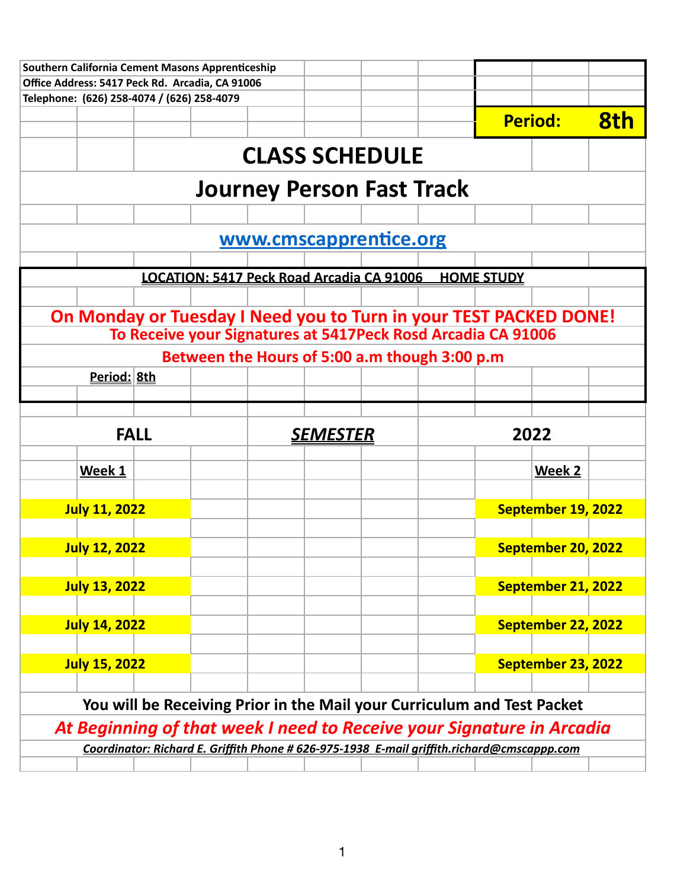Southern California Cement Masons Apprenticeship
Office Address: 5417 Peck Rd. Arcadia, CA 91006
Telephone: (626) 258-4074 / (626) 258-4079

**Period: 8th**

# CLASS SCHEDULE

## Journey Person Fast Track

[www.cmscapprentice.org](http://www.cmscapprentice.org)

**LOCATION: 5417 Peck Road Arcadia CA 91006 HOME STUDY**

**On Monday or Tuesday I Need you to Turn in your TEST PACKED DONE!**
**To Receive your Signatures at 5417Peck Rosd Arcadia CA 91006**
**Between the Hours of 5:00 a.m though 3:00 p.m**

**Period: 8th**

| FALL | *SEMESTER* | 2022 |
|---|---|---|
| **Week 1** | | **Week 2** |
| July 11, 2022 | | September 19, 2022 |
| July 12, 2022 | | September 20, 2022 |
| July 13, 2022 | | September 21, 2022 |
| July 14, 2022 | | September 22, 2022 |
| July 15, 2022 | | September 23, 2022 |

**You will be Receiving Prior in the Mail your Curriculum and Test Packet**

***At Beginning of that week I need to Receive your Signature in Arcadia***

*Coordinator: Richard E. Griffith Phone # 626-975-1938 E-mail griffith.richard@cmscappp.com*